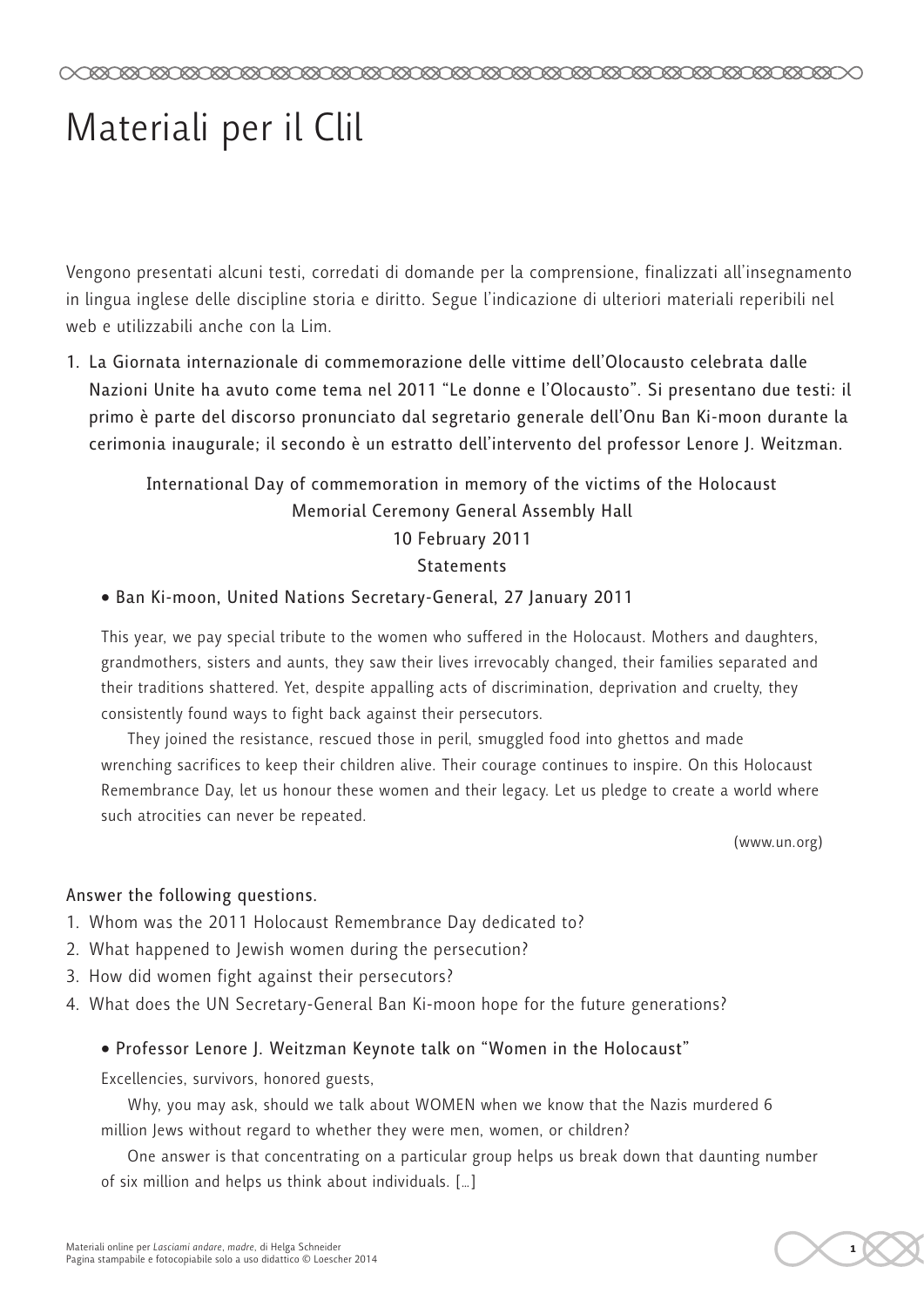# Materiali per il Clil

Vengono presentati alcuni testi, corredati di domande per la comprensione, finalizzati all'insegnamento in lingua inglese delle discipline storia e diritto. Segue l'indicazione di ulteriori materiali reperibili nel web e utilizzabili anche con la Lim.

1. La Giornata internazionale di commemorazione delle vittime dell'Olocausto celebrata dalle Nazioni Unite ha avuto come tema nel 2011 "Le donne e l'Olocausto". Si presentano due testi: il primo è parte del discorso pronunciato dal segretario generale dell'Onu Ban Ki-moon durante la cerimonia inaugurale; il secondo è un estratto dell'intervento del professor Lenore J. Weitzman.

International Day of commemoration in memory of the victims of the Holocaust
Memorial Ceremony General Assembly Hall
10 February 2011
Statements

- Ban Ki-moon, United Nations Secretary-General, 27 January 2011

This year, we pay special tribute to the women who suffered in the Holocaust. Mothers and daughters, grandmothers, sisters and aunts, they saw their lives irrevocably changed, their families separated and their traditions shattered. Yet, despite appalling acts of discrimination, deprivation and cruelty, they consistently found ways to fight back against their persecutors.

They joined the resistance, rescued those in peril, smuggled food into ghettos and made wrenching sacrifices to keep their children alive. Their courage continues to inspire. On this Holocaust Remembrance Day, let us honour these women and their legacy. Let us pledge to create a world where such atrocities can never be repeated.

(www.un.org)

Answer the following questions.

1. Whom was the 2011 Holocaust Remembrance Day dedicated to?
2. What happened to Jewish women during the persecution?
3. How did women fight against their persecutors?
4. What does the UN Secretary-General Ban Ki-moon hope for the future generations?

- Professor Lenore J. Weitzman Keynote talk on "Women in the Holocaust"

Excellencies, survivors, honored guests,

Why, you may ask, should we talk about WOMEN when we know that the Nazis murdered 6 million Jews without regard to whether they were men, women, or children?

One answer is that concentrating on a particular group helps us break down that daunting number of six million and helps us think about individuals. […]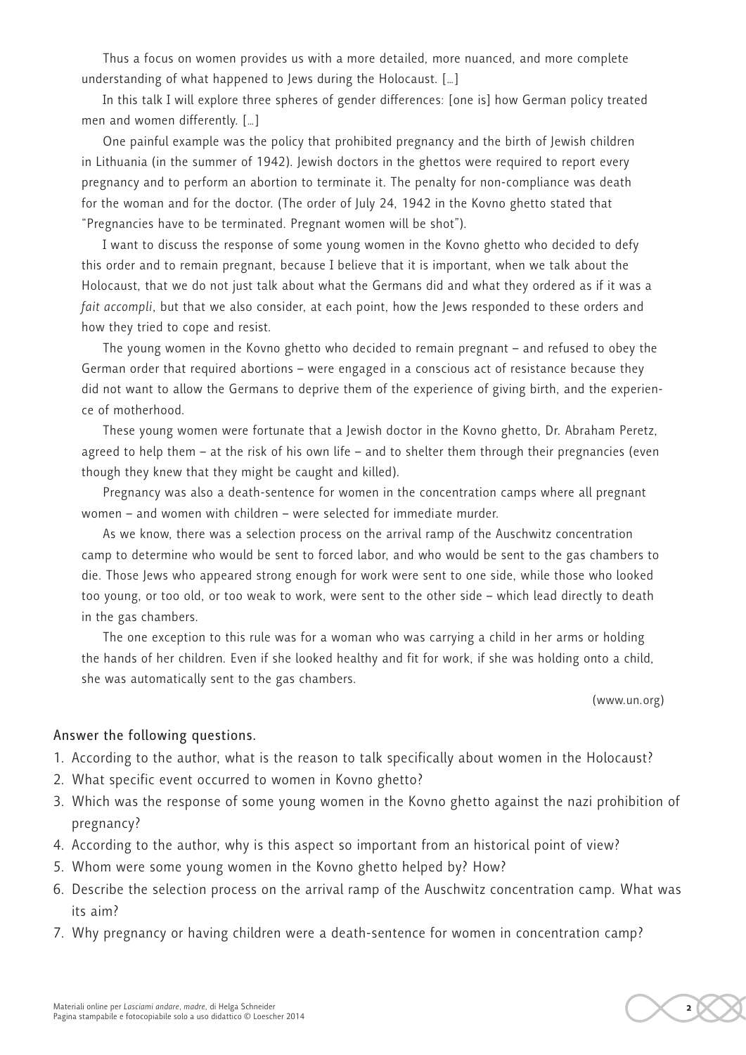Thus a focus on women provides us with a more detailed, more nuanced, and more complete understanding of what happened to Jews during the Holocaust. […]

In this talk I will explore three spheres of gender differences: [one is] how German policy treated men and women differently. […]

One painful example was the policy that prohibited pregnancy and the birth of Jewish children in Lithuania (in the summer of 1942). Jewish doctors in the ghettos were required to report every pregnancy and to perform an abortion to terminate it. The penalty for non-compliance was death for the woman and for the doctor. (The order of July 24, 1942 in the Kovno ghetto stated that "Pregnancies have to be terminated. Pregnant women will be shot").

I want to discuss the response of some young women in the Kovno ghetto who decided to defy this order and to remain pregnant, because I believe that it is important, when we talk about the Holocaust, that we do not just talk about what the Germans did and what they ordered as if it was a *fait accompli*, but that we also consider, at each point, how the Jews responded to these orders and how they tried to cope and resist.

The young women in the Kovno ghetto who decided to remain pregnant – and refused to obey the German order that required abortions – were engaged in a conscious act of resistance because they did not want to allow the Germans to deprive them of the experience of giving birth, and the experience of motherhood.

These young women were fortunate that a Jewish doctor in the Kovno ghetto, Dr. Abraham Peretz, agreed to help them – at the risk of his own life – and to shelter them through their pregnancies (even though they knew that they might be caught and killed).

Pregnancy was also a death-sentence for women in the concentration camps where all pregnant women – and women with children – were selected for immediate murder.

As we know, there was a selection process on the arrival ramp of the Auschwitz concentration camp to determine who would be sent to forced labor, and who would be sent to the gas chambers to die. Those Jews who appeared strong enough for work were sent to one side, while those who looked too young, or too old, or too weak to work, were sent to the other side – which lead directly to death in the gas chambers.

The one exception to this rule was for a woman who was carrying a child in her arms or holding the hands of her children. Even if she looked healthy and fit for work, if she was holding onto a child, she was automatically sent to the gas chambers.

(www.un.org)

Answer the following questions.

1. According to the author, what is the reason to talk specifically about women in the Holocaust?
2. What specific event occurred to women in Kovno ghetto?
3. Which was the response of some young women in the Kovno ghetto against the nazi prohibition of pregnancy?
4. According to the author, why is this aspect so important from an historical point of view?
5. Whom were some young women in the Kovno ghetto helped by? How?
6. Describe the selection process on the arrival ramp of the Auschwitz concentration camp. What was its aim?
7. Why pregnancy or having children were a death-sentence for women in concentration camp?

Materiali online per *Lasciami andare, madre*, di Helga Schneider
Pagina stampabile e fotocopiabile solo a uso didattico © Loescher 2014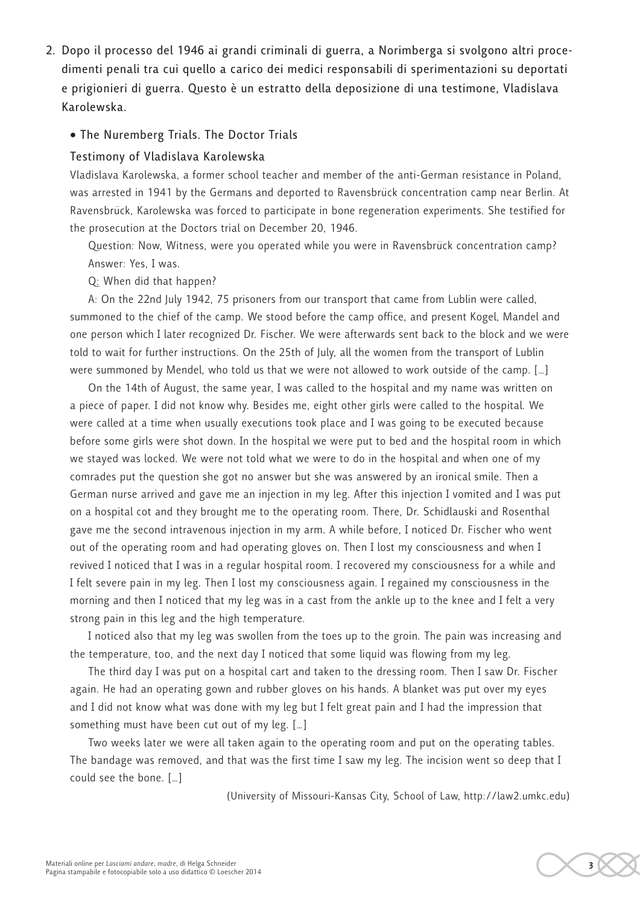2. Dopo il processo del 1946 ai grandi criminali di guerra, a Norimberga si svolgono altri procedimenti penali tra cui quello a carico dei medici responsabili di sperimentazioni su deportati e prigionieri di guerra. Questo è un estratto della deposizione di una testimone, Vladislava Karolewska.

- The Nuremberg Trials. The Doctor Trials

Testimony of Vladislava Karolewska

Vladislava Karolewska, a former school teacher and member of the anti-German resistance in Poland, was arrested in 1941 by the Germans and deported to Ravensbrück concentration camp near Berlin. At Ravensbrück, Karolewska was forced to participate in bone regeneration experiments. She testified for the prosecution at the Doctors trial on December 20, 1946.

Question: Now, Witness, were you operated while you were in Ravensbrück concentration camp?

Answer: Yes, I was.

Q: When did that happen?

A: On the 22nd July 1942, 75 prisoners from our transport that came from Lublin were called, summoned to the chief of the camp. We stood before the camp office, and present Kogel, Mandel and one person which I later recognized Dr. Fischer. We were afterwards sent back to the block and we were told to wait for further instructions. On the 25th of July, all the women from the transport of Lublin were summoned by Mendel, who told us that we were not allowed to work outside of the camp. […]

On the 14th of August, the same year, I was called to the hospital and my name was written on a piece of paper. I did not know why. Besides me, eight other girls were called to the hospital. We were called at a time when usually executions took place and I was going to be executed because before some girls were shot down. In the hospital we were put to bed and the hospital room in which we stayed was locked. We were not told what we were to do in the hospital and when one of my comrades put the question she got no answer but she was answered by an ironical smile. Then a German nurse arrived and gave me an injection in my leg. After this injection I vomited and I was put on a hospital cot and they brought me to the operating room. There, Dr. Schidlauski and Rosenthal gave me the second intravenous injection in my arm. A while before, I noticed Dr. Fischer who went out of the operating room and had operating gloves on. Then I lost my consciousness and when I revived I noticed that I was in a regular hospital room. I recovered my consciousness for a while and I felt severe pain in my leg. Then I lost my consciousness again. I regained my consciousness in the morning and then I noticed that my leg was in a cast from the ankle up to the knee and I felt a very strong pain in this leg and the high temperature.

I noticed also that my leg was swollen from the toes up to the groin. The pain was increasing and the temperature, too, and the next day I noticed that some liquid was flowing from my leg.

The third day I was put on a hospital cart and taken to the dressing room. Then I saw Dr. Fischer again. He had an operating gown and rubber gloves on his hands. A blanket was put over my eyes and I did not know what was done with my leg but I felt great pain and I had the impression that something must have been cut out of my leg. […]

Two weeks later we were all taken again to the operating room and put on the operating tables. The bandage was removed, and that was the first time I saw my leg. The incision went so deep that I could see the bone. […]

(University of Missouri-Kansas City, School of Law, http://law2.umkc.edu)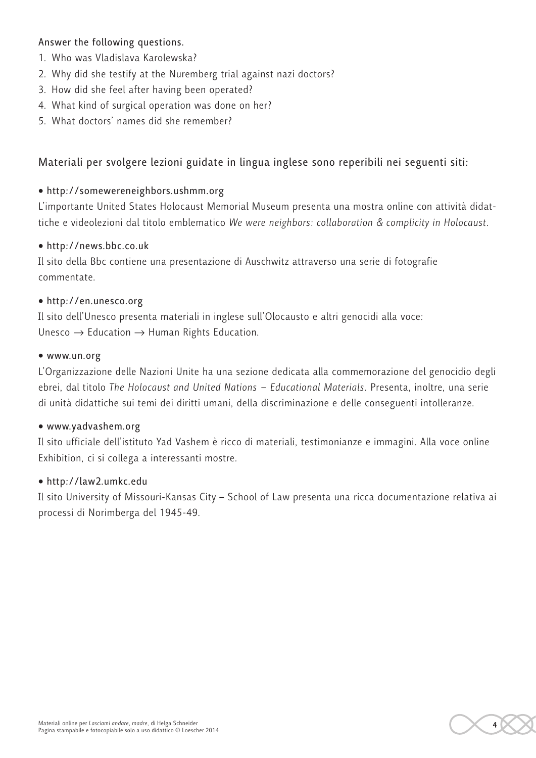Answer the following questions.

1. Who was Vladislava Karolewska?
2. Why did she testify at the Nuremberg trial against nazi doctors?
3. How did she feel after having been operated?
4. What kind of surgical operation was done on her?
5. What doctors' names did she remember?

## Materiali per svolgere lezioni guidate in lingua inglese sono reperibili nei seguenti siti:

- http://somewereneighbors.ushmm.org

L'importante United States Holocaust Memorial Museum presenta una mostra online con attività didattiche e videolezioni dal titolo emblematico *We were neighbors: collaboration & complicity in Holocaust*.

- http://news.bbc.co.uk

Il sito della Bbc contiene una presentazione di Auschwitz attraverso una serie di fotografie commentate.

- http://en.unesco.org

Il sito dell'Unesco presenta materiali in inglese sull'Olocausto e altri genocidi alla voce: Unesco → Education → Human Rights Education.

- www.un.org

L'Organizzazione delle Nazioni Unite ha una sezione dedicata alla commemorazione del genocidio degli ebrei, dal titolo *The Holocaust and United Nations – Educational Materials*. Presenta, inoltre, una serie di unità didattiche sui temi dei diritti umani, della discriminazione e delle conseguenti intolleranze.

- www.yadvashem.org

Il sito ufficiale dell'istituto Yad Vashem è ricco di materiali, testimonianze e immagini. Alla voce online Exhibition, ci si collega a interessanti mostre.

- http://law2.umkc.edu

Il sito University of Missouri-Kansas City – School of Law presenta una ricca documentazione relativa ai processi di Norimberga del 1945-49.